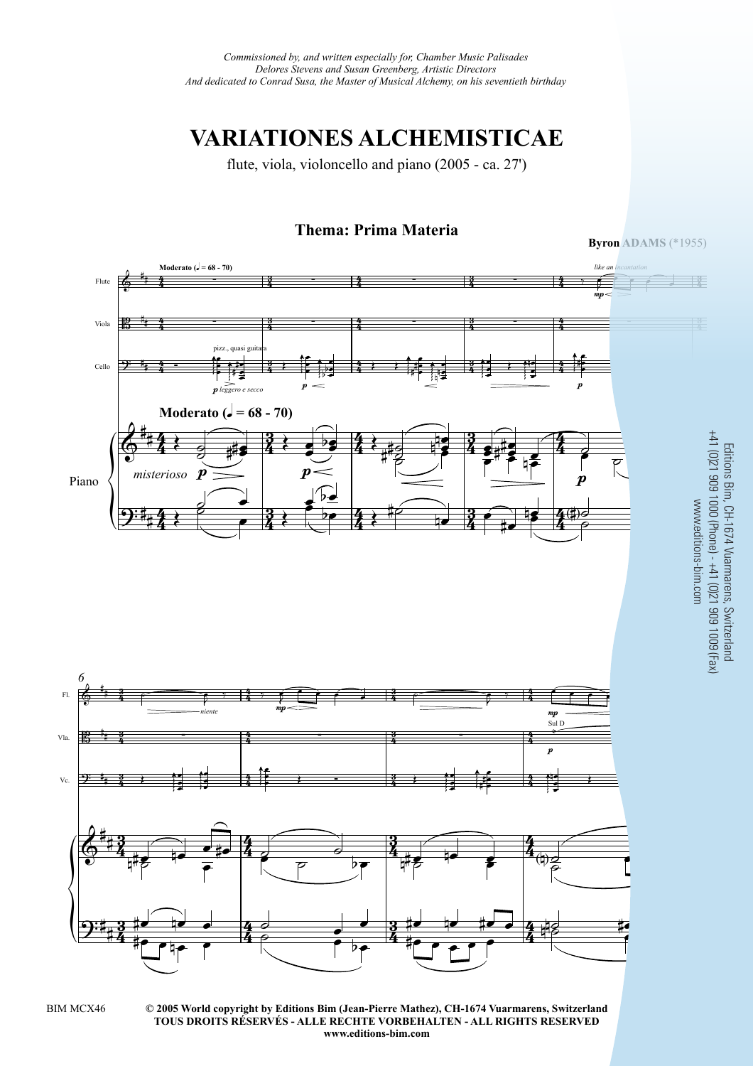*Commissioned by, and written especially for, Chamber Music Palisades*
*Delores Stevens and Susan Greenberg, Artistic Directors*
*And dedicated to Conrad Susa, the Master of Musical Alchemy, on his seventieth birthday*

# VARIATIONES ALCHEMISTICAE

flute, viola, violoncello and piano (2005 - ca. 27')

## Thema: Prima Materia

**Byron ADAMS** (*1955)

Editions Bim, CH-1674 Vuarmarens, Switzerland
+41 (0)21 909 1000 (Phone) - +41 (0)21 909 1009 (Fax)
www.editions-bim.com

BIM MCX46

**© 2005 World copyright by Editions Bim (Jean-Pierre Mathez), CH-1674 Vuarmarens, Switzerland**
**TOUS DROITS RÉSERVÉS - ALLE RECHTE VORBEHALTEN - ALL RIGHTS RESERVED**
**www.editions-bim.com**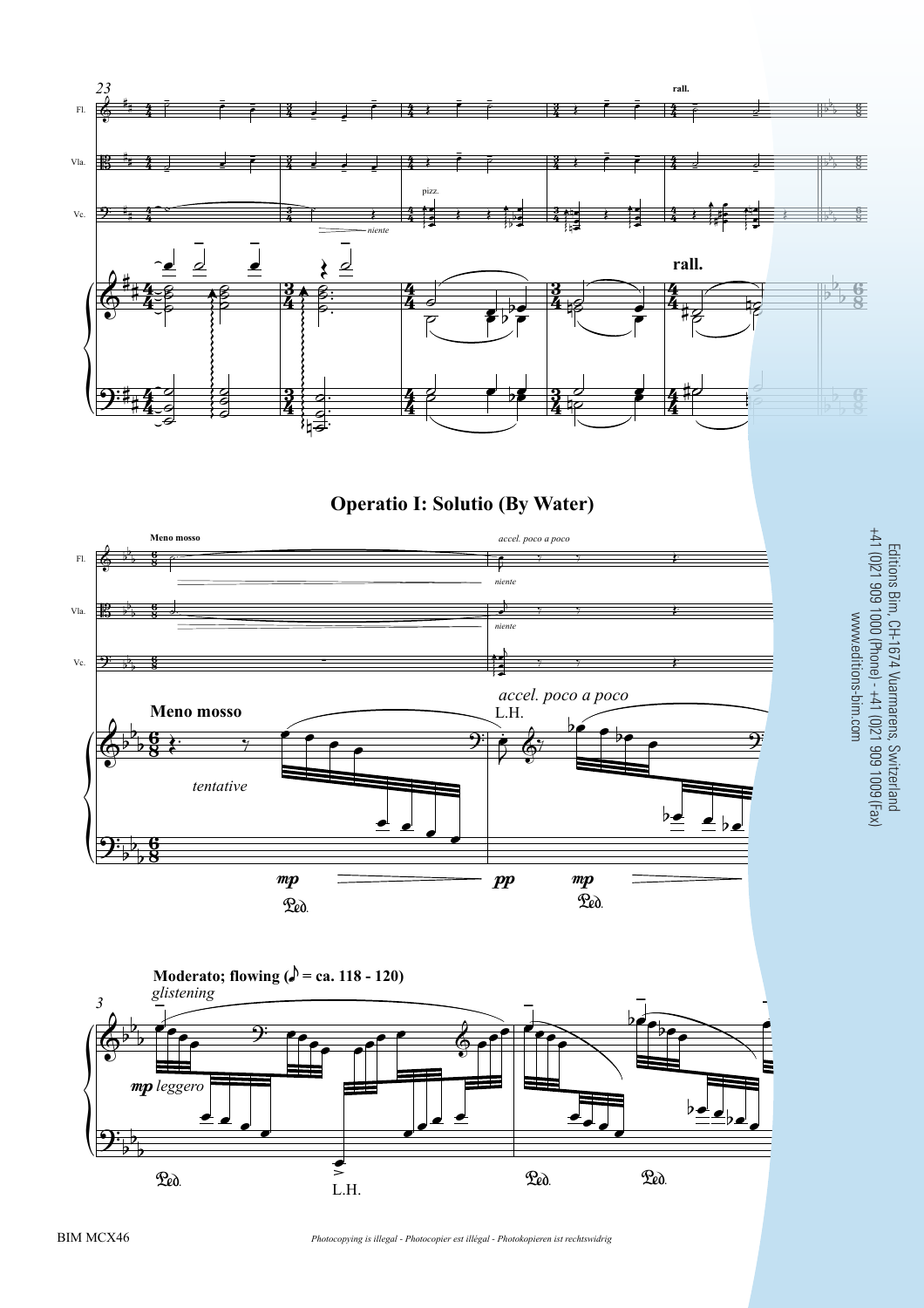## Operatio I: Solutio (By Water)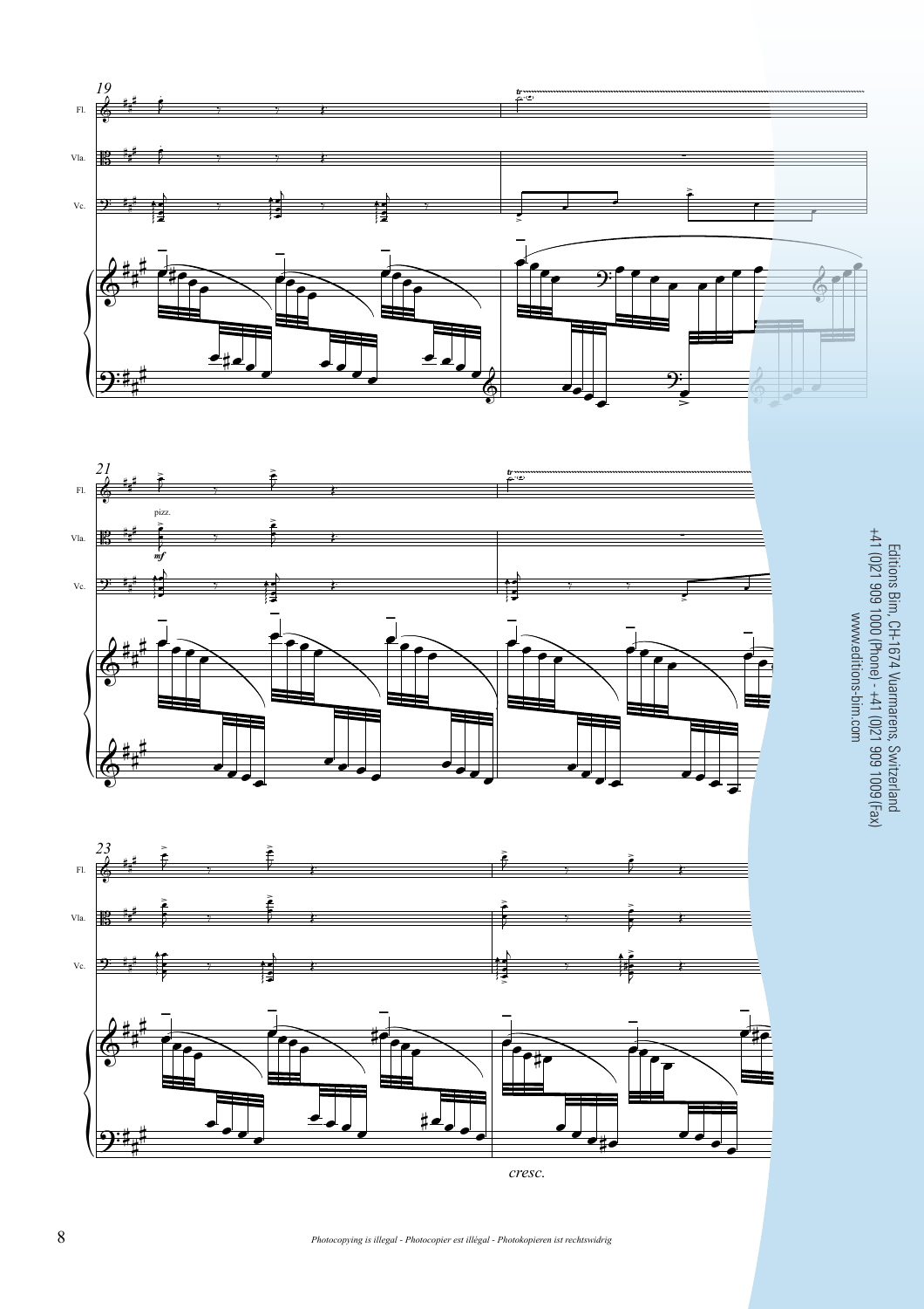Editions Bim, CH-1674 Vuarmarens, Switzerland
+41 (0)21 909 1000 (Phone) - +41 (0)21 909 1009 (Fax)
www.editions-bim.com

*Photocopying is illegal - Photocopier est illégal - Photokopieren ist rechtswidrig*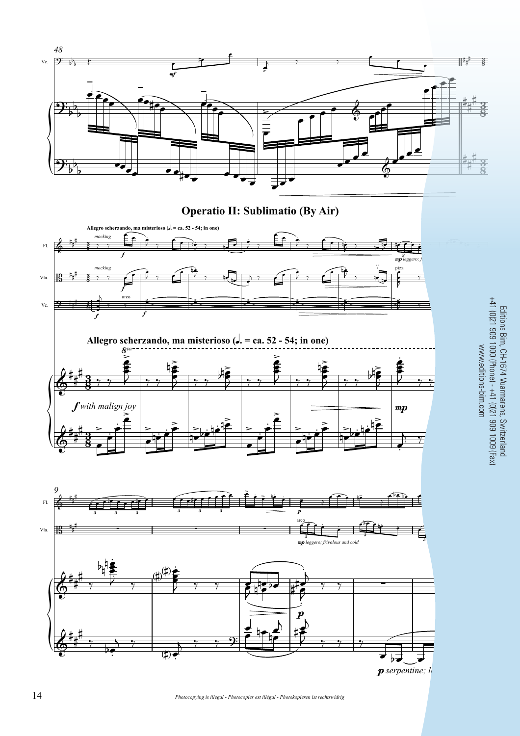## Operatio II: Sublimatio (By Air)

Allegro scherzando, ma misterioso (♩. = ca. 52 - 54; in one)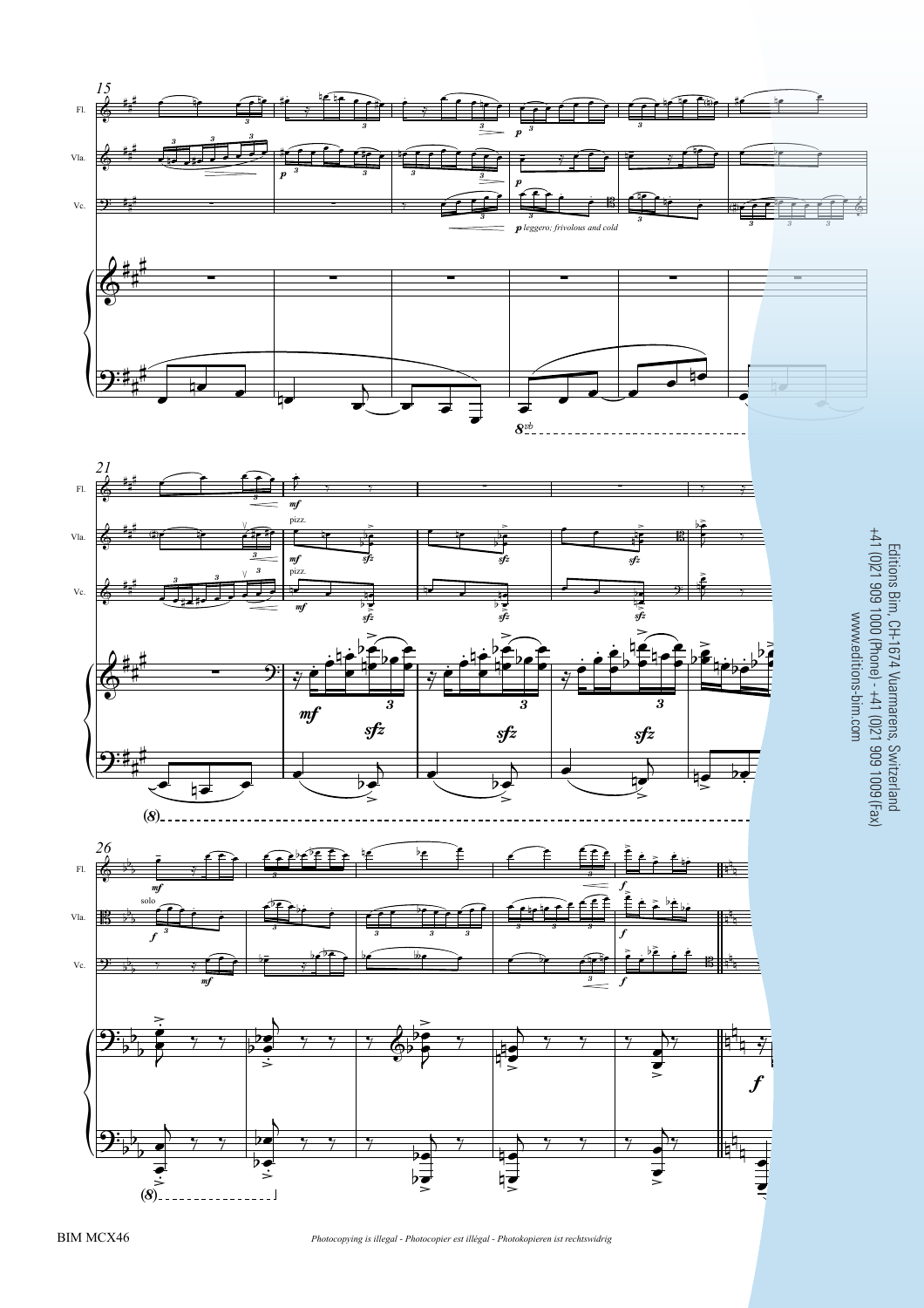*p leggero; frivolous and cold*

pizz.

solo

Editions Bim, CH-1674 Vuarmarens, Switzerland
+41 (0)21 909 1000 (Phone) - +41 (0)21 909 1009 (Fax)
www.editions-bim.com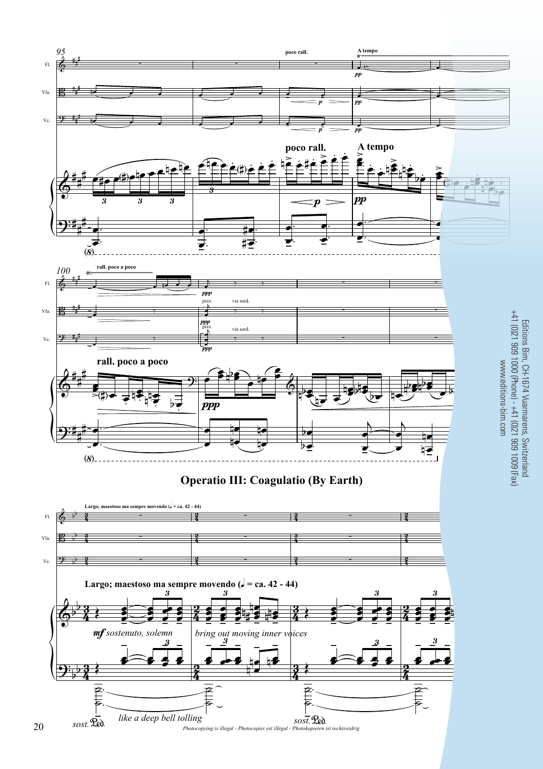## Operatio III: Coagulatio (By Earth)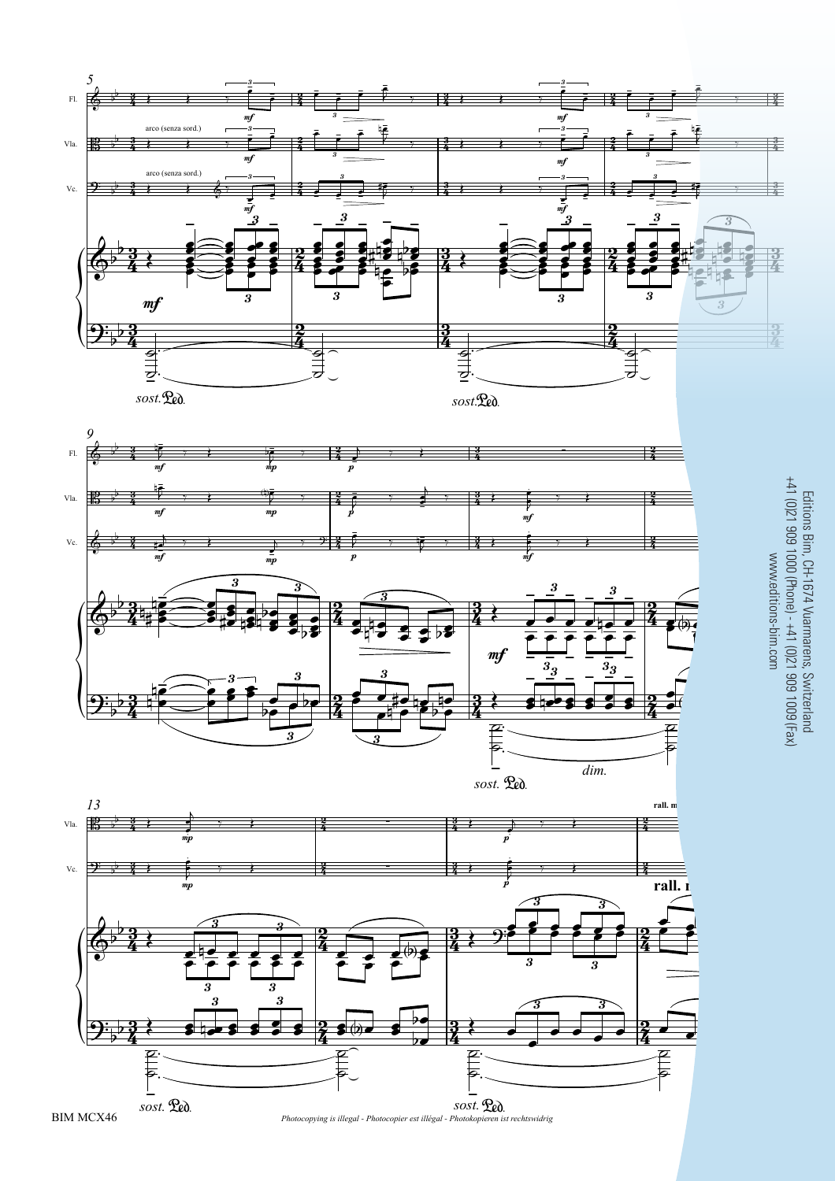Editions Bim, CH-1674 Vuarmarens, Switzerland
+41 (0)21 909 1000 (Phone) - +41 (0)21 909 1009 (Fax)
www.editions-bim.com

BIM MCX46

*Photocopying is illegal - Photocopier est illégal - Photokopieren ist rechtswidrig*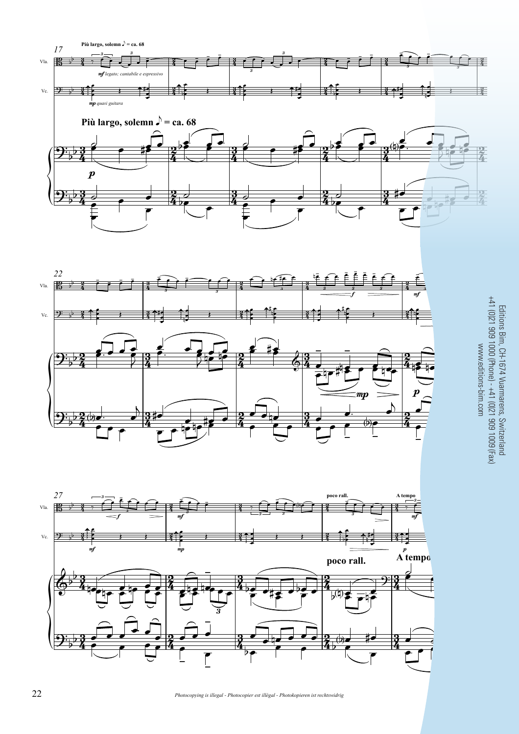Più largo, solemn ♪ = ca. 68

*mf legato; cantabile e espressivo*

*mp quasi guitara*

**Più largo, solemn ♪ = ca. 68**

poco rall.

A tempo

**poco rall.**

**A tempo**

Editions Bim, CH-1674 Vuarmarens, Switzerland
+41 (0)21 909 1000 (Phone) - +41 (0)21 909 1009 (Fax)
www.editions-bim.com

*Photocopying is illegal - Photocopier est illégal - Photokopieren ist rechtswidrig*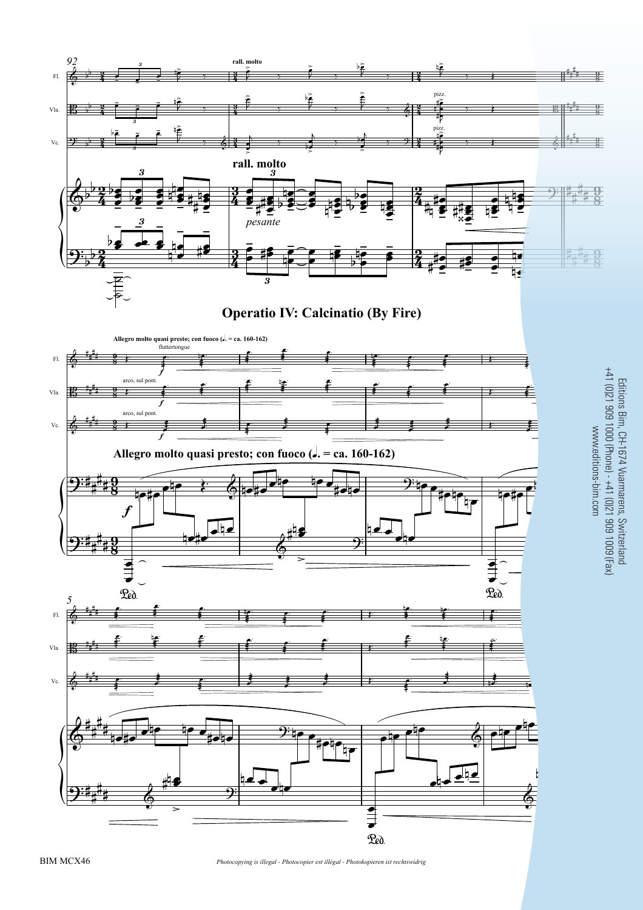## Operatio IV: Calcinatio (By Fire)

*Allegro molto quasi presto; con fuoco (♩. = ca. 160-162)*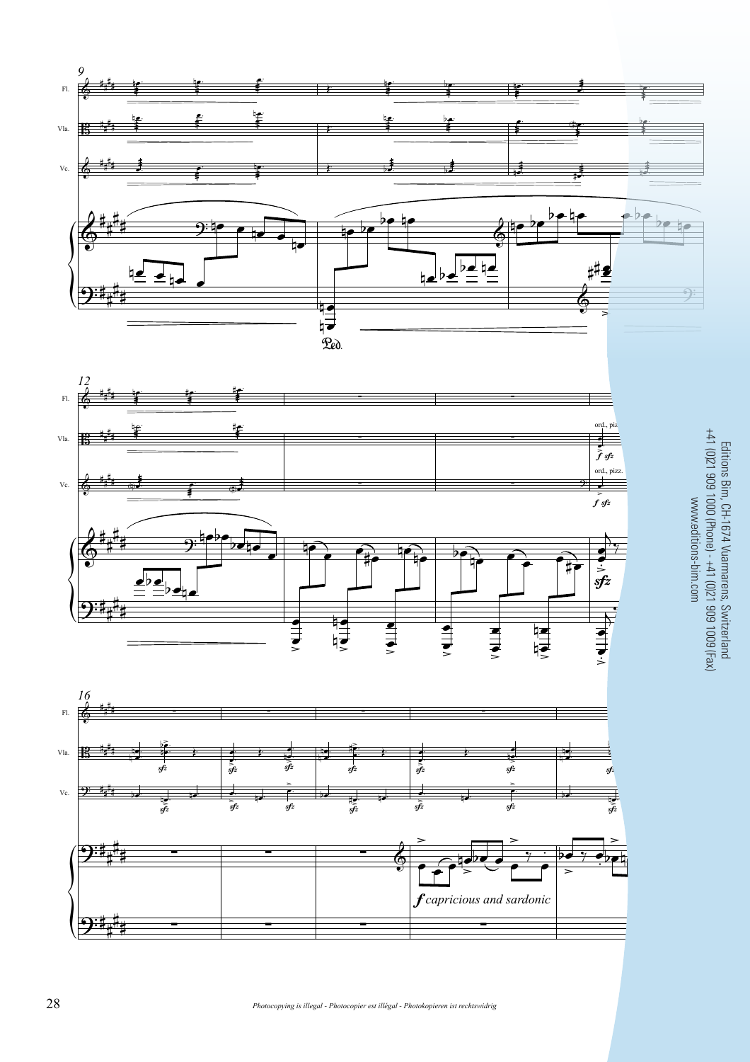Fl.

Vla.

Vc.

*Ped.*

Fl.

Vla.

ord., pizz.

*f sfz*

Vc.

ord., pizz.

*f sfz*

*sfz*

Fl.

Vla.

*sfz* *sfz* *sfz* *sfz* *sfz* *sfz* *sfz*

Vc.

*sfz* *sfz* *sfz* *sfz* *sfz* *sfz* *sfz*

***f*** *capricious and sardonic*

Editions Bim, CH-1674 Vuarmarens, Switzerland
+41 (0)21 909 1000 (Phone) - +41 (0)21 909 1009 (Fax)
www.editions-bim.com

*Photocopying is illegal - Photocopier est illégal - Photokopieren ist rechtswidrig*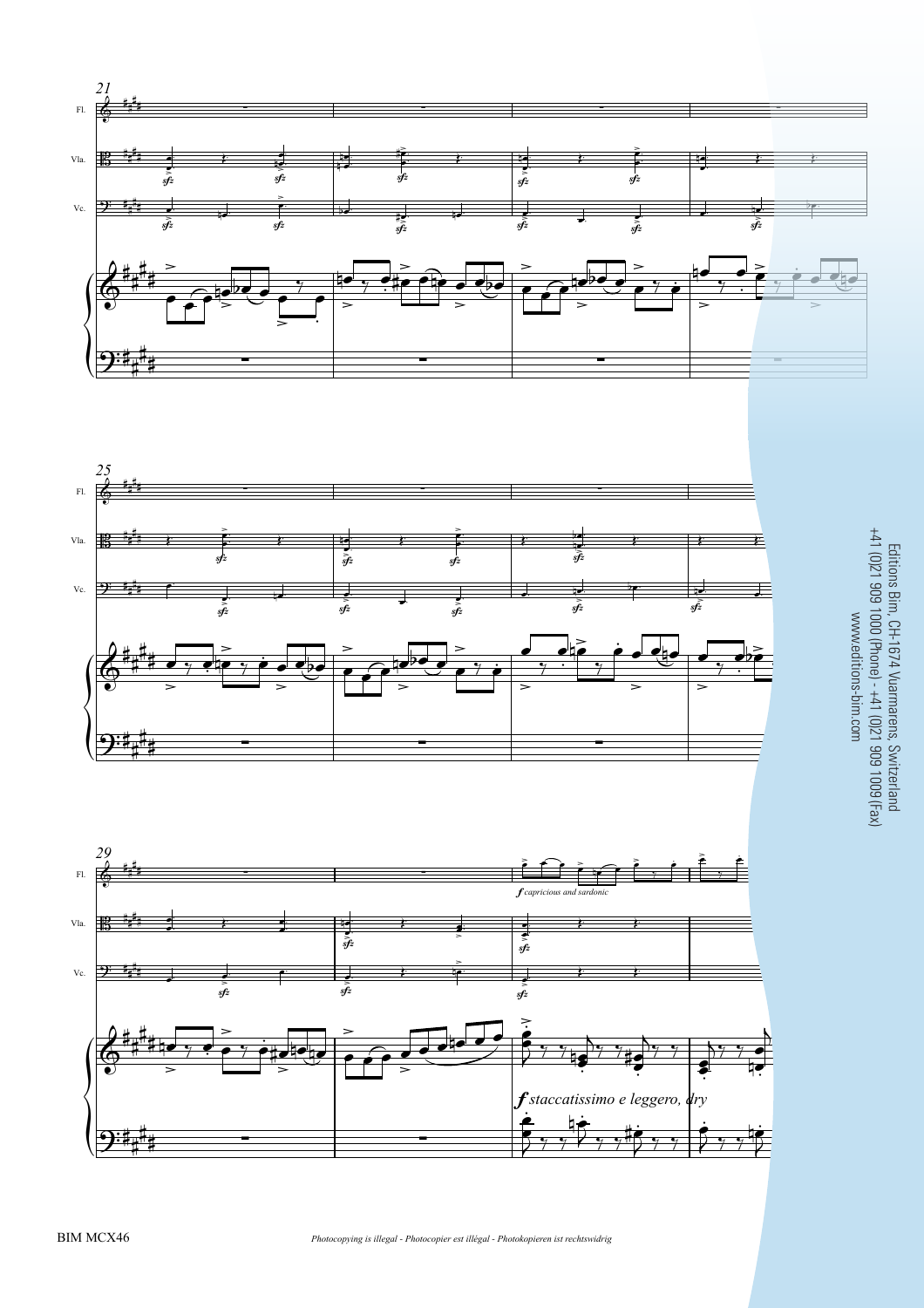*f capricious and sardonic*

*f staccatissimo e leggero, dry*

Editions Bim, CH-1674 Vuarmarens, Switzerland
+41 (0)21 909 1000 (Phone) - +41 (0)21 909 1009 (Fax)
www.editions-bim.com

BIM MCX46

*Photocopying is illegal - Photocopier est illégal - Photokopieren ist rechtswidrig*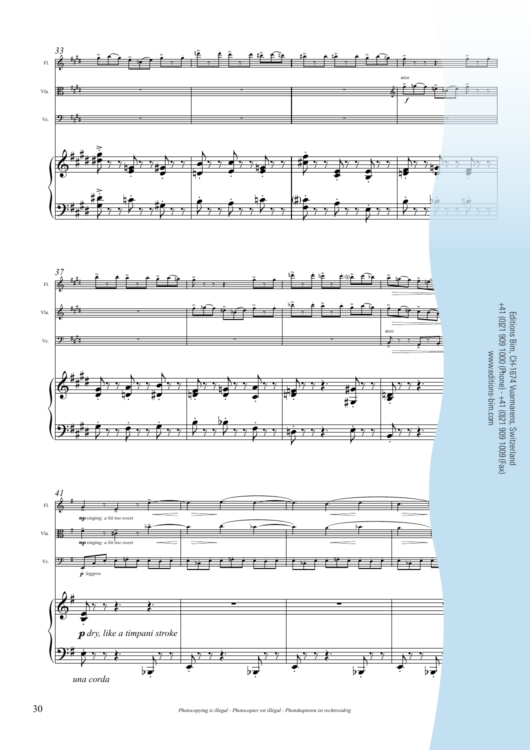Editions Bim, CH-1674 Vuarmarens, Switzerland
+41 (0)21 909 1000 (Phone) - +41 (0)21 909 1009 (Fax)
www.editions-bim.com

*Photocopying is illegal - Photocopier est illégal - Photokopieren ist rechtswidrig*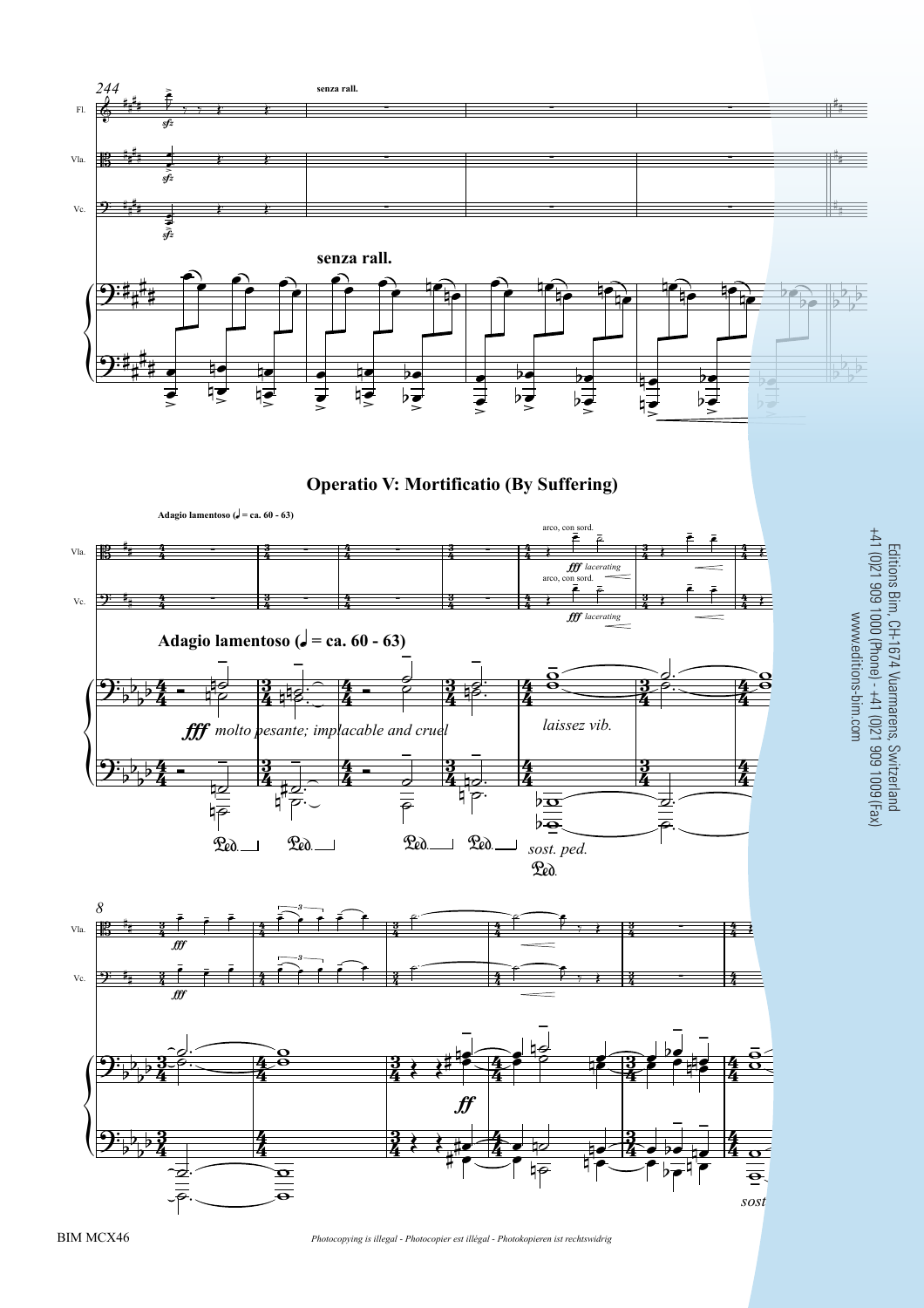## Operatio V: Mortificatio (By Suffering)

Editions Bim, CH-1674 Vuarmarens, Switzerland
+41 (0)21 909 1000 (Phone) - +41 (0)21 909 1009 (Fax)
www.editions-bim.com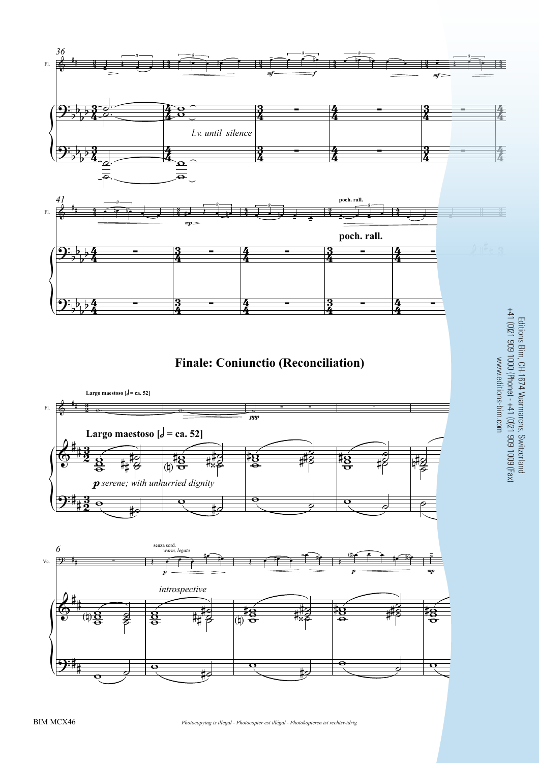## Finale: Coniunctio (Reconciliation)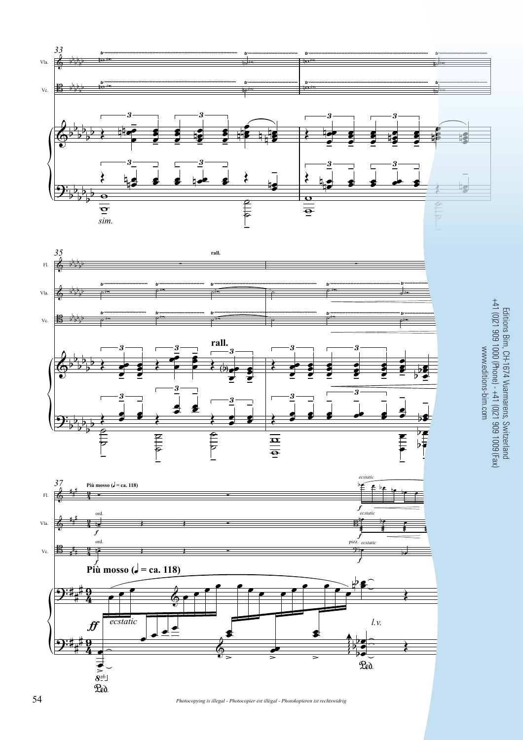33

Vla.

Vc.

*sim.*

35

Fl.

Vla.

Vc.

rall.

37

**Più mosso (♩ = ca. 118)**

ord.

*f*

*ecstatic*

pizz.

*ff*

*l.v.*

8vb

Ped.